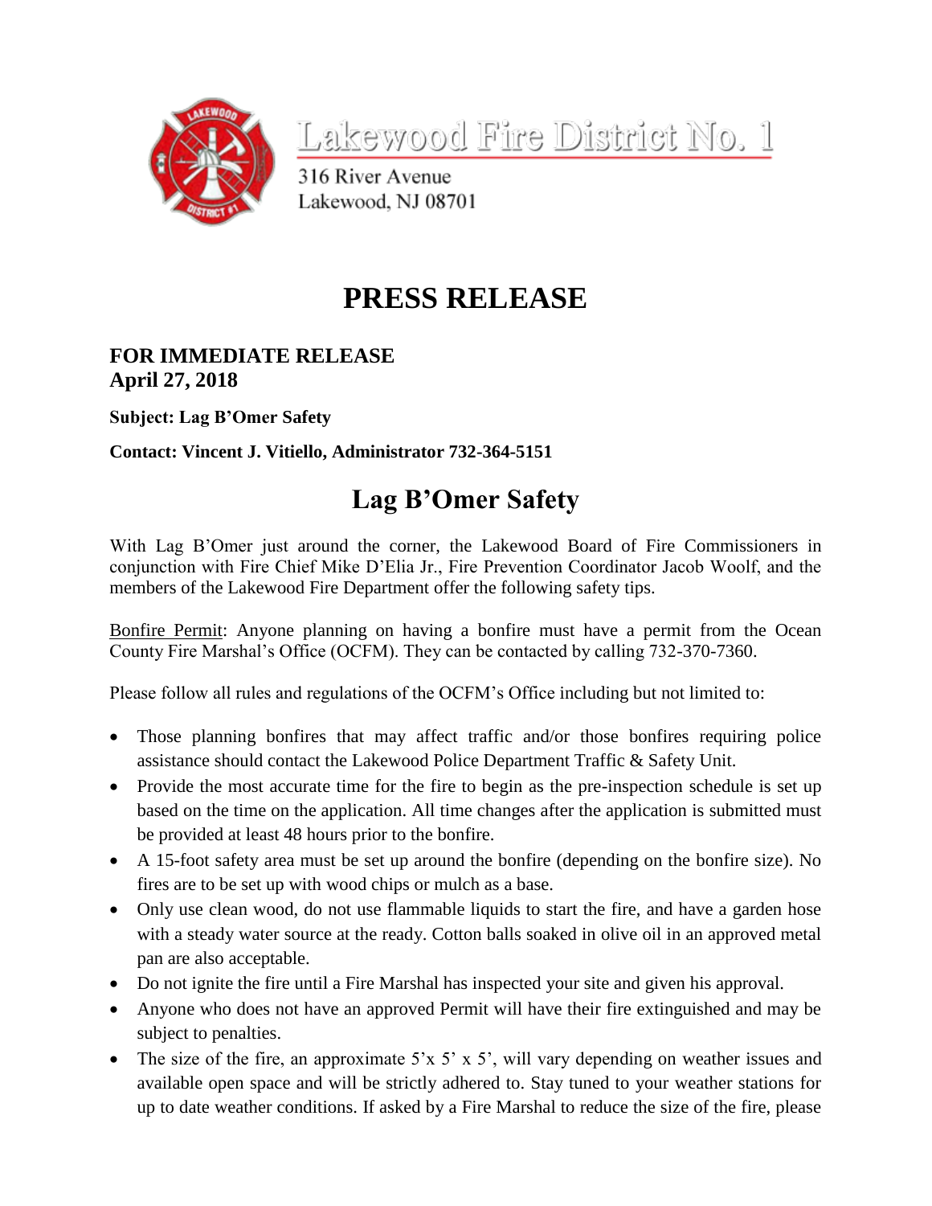# Lakewood Fire District No. 1

316 River Avenue
Lakewood, NJ 08701

# PRESS RELEASE

**FOR IMMEDIATE RELEASE**
**April 27, 2018**

**Subject: Lag B'Omer Safety**

**Contact: Vincent J. Vitiello, Administrator 732-364-5151**

## Lag B'Omer Safety

With Lag B'Omer just around the corner, the Lakewood Board of Fire Commissioners in conjunction with Fire Chief Mike D'Elia Jr., Fire Prevention Coordinator Jacob Woolf, and the members of the Lakewood Fire Department offer the following safety tips.

Bonfire Permit: Anyone planning on having a bonfire must have a permit from the Ocean County Fire Marshal's Office (OCFM). They can be contacted by calling 732-370-7360.

Please follow all rules and regulations of the OCFM's Office including but not limited to:

- Those planning bonfires that may affect traffic and/or those bonfires requiring police assistance should contact the Lakewood Police Department Traffic & Safety Unit.
- Provide the most accurate time for the fire to begin as the pre-inspection schedule is set up based on the time on the application. All time changes after the application is submitted must be provided at least 48 hours prior to the bonfire.
- A 15-foot safety area must be set up around the bonfire (depending on the bonfire size). No fires are to be set up with wood chips or mulch as a base.
- Only use clean wood, do not use flammable liquids to start the fire, and have a garden hose with a steady water source at the ready. Cotton balls soaked in olive oil in an approved metal pan are also acceptable.
- Do not ignite the fire until a Fire Marshal has inspected your site and given his approval.
- Anyone who does not have an approved Permit will have their fire extinguished and may be subject to penalties.
- The size of the fire, an approximate 5'x 5' x 5', will vary depending on weather issues and available open space and will be strictly adhered to. Stay tuned to your weather stations for up to date weather conditions. If asked by a Fire Marshal to reduce the size of the fire, please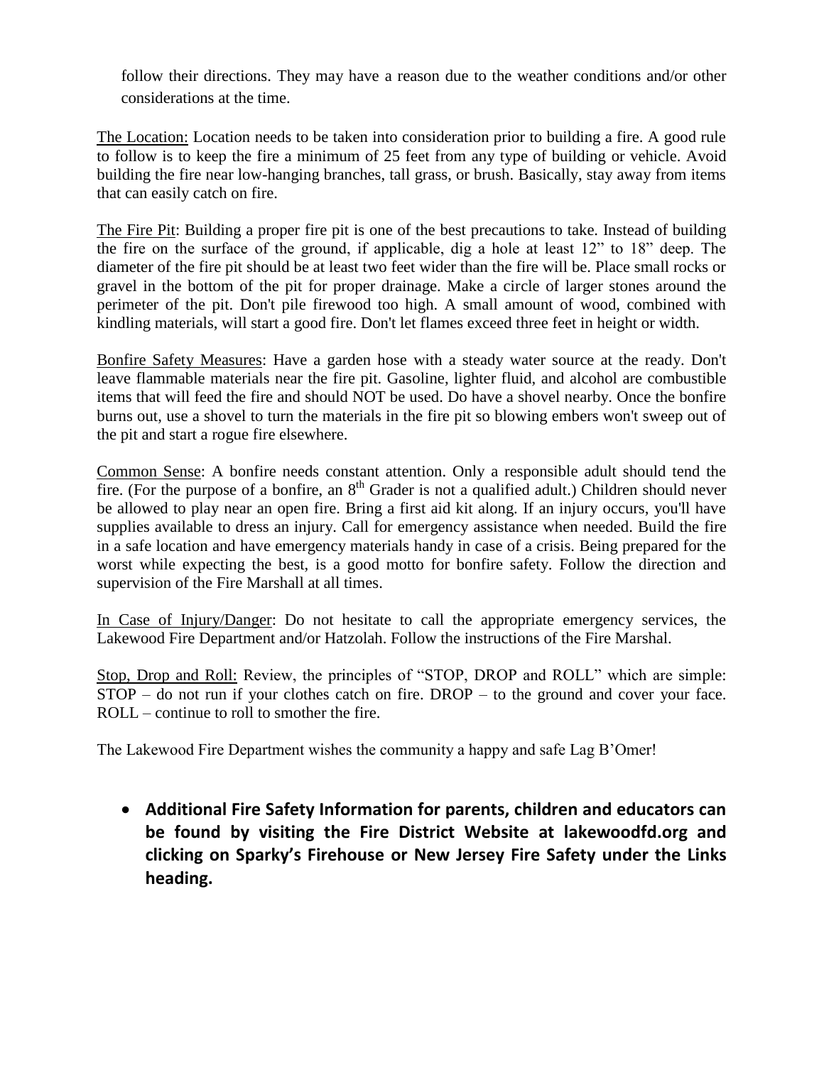follow their directions. They may have a reason due to the weather conditions and/or other considerations at the time.

The Location: Location needs to be taken into consideration prior to building a fire. A good rule to follow is to keep the fire a minimum of 25 feet from any type of building or vehicle. Avoid building the fire near low-hanging branches, tall grass, or brush. Basically, stay away from items that can easily catch on fire.

The Fire Pit: Building a proper fire pit is one of the best precautions to take. Instead of building the fire on the surface of the ground, if applicable, dig a hole at least 12" to 18" deep. The diameter of the fire pit should be at least two feet wider than the fire will be. Place small rocks or gravel in the bottom of the pit for proper drainage. Make a circle of larger stones around the perimeter of the pit. Don't pile firewood too high. A small amount of wood, combined with kindling materials, will start a good fire. Don't let flames exceed three feet in height or width.

Bonfire Safety Measures: Have a garden hose with a steady water source at the ready. Don't leave flammable materials near the fire pit. Gasoline, lighter fluid, and alcohol are combustible items that will feed the fire and should NOT be used. Do have a shovel nearby. Once the bonfire burns out, use a shovel to turn the materials in the fire pit so blowing embers won't sweep out of the pit and start a rogue fire elsewhere.

Common Sense: A bonfire needs constant attention. Only a responsible adult should tend the fire. (For the purpose of a bonfire, an 8th Grader is not a qualified adult.) Children should never be allowed to play near an open fire. Bring a first aid kit along. If an injury occurs, you'll have supplies available to dress an injury. Call for emergency assistance when needed. Build the fire in a safe location and have emergency materials handy in case of a crisis. Being prepared for the worst while expecting the best, is a good motto for bonfire safety. Follow the direction and supervision of the Fire Marshall at all times.

In Case of Injury/Danger: Do not hesitate to call the appropriate emergency services, the Lakewood Fire Department and/or Hatzolah. Follow the instructions of the Fire Marshal.

Stop, Drop and Roll: Review, the principles of "STOP, DROP and ROLL" which are simple: STOP – do not run if your clothes catch on fire. DROP – to the ground and cover your face. ROLL – continue to roll to smother the fire.

The Lakewood Fire Department wishes the community a happy and safe Lag B'Omer!

- **Additional Fire Safety Information for parents, children and educators can be found by visiting the Fire District Website at lakewoodfd.org and clicking on Sparky's Firehouse or New Jersey Fire Safety under the Links heading.**